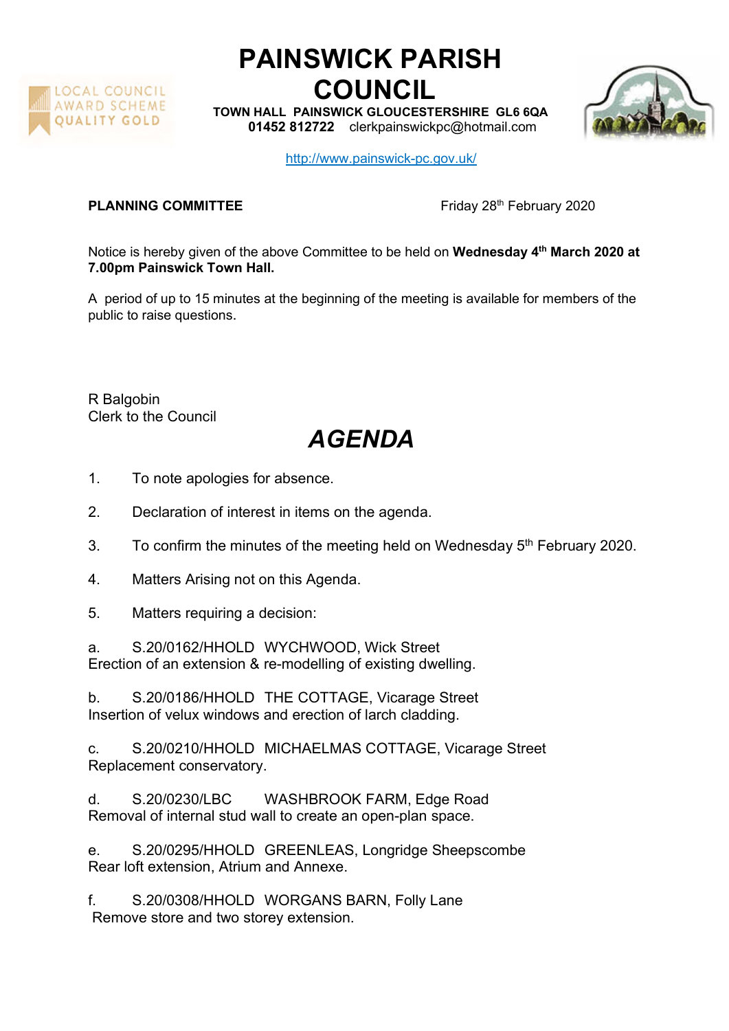# PAINSWICK PARISH COUNCIL

**TOWN HALL PAINSWICK GLOUCESTERSHIRE GL6 6QA**
**01452 812722** clerkpainswickpc@hotmail.com

http://www.painswick-pc.gov.uk/

**PLANNING COMMITTEE** Friday 28th February 2020

Notice is hereby given of the above Committee to be held on **Wednesday 4th March 2020 at 7.00pm Painswick Town Hall.**

A period of up to 15 minutes at the beginning of the meeting is available for members of the public to raise questions.

R Balgobin
Clerk to the Council

# *AGENDA*

1. To note apologies for absence.
2. Declaration of interest in items on the agenda.
3. To confirm the minutes of the meeting held on Wednesday 5th February 2020.
4. Matters Arising not on this Agenda.
5. Matters requiring a decision:

a. S.20/0162/HHOLD WYCHWOOD, Wick Street
Erection of an extension & re-modelling of existing dwelling.

b. S.20/0186/HHOLD THE COTTAGE, Vicarage Street
Insertion of velux windows and erection of larch cladding.

c. S.20/0210/HHOLD MICHAELMAS COTTAGE, Vicarage Street
Replacement conservatory.

d. S.20/0230/LBC WASHBROOK FARM, Edge Road
Removal of internal stud wall to create an open-plan space.

e. S.20/0295/HHOLD GREENLEAS, Longridge Sheepscombe
Rear loft extension, Atrium and Annexe.

f. S.20/0308/HHOLD WORGANS BARN, Folly Lane
Remove store and two storey extension.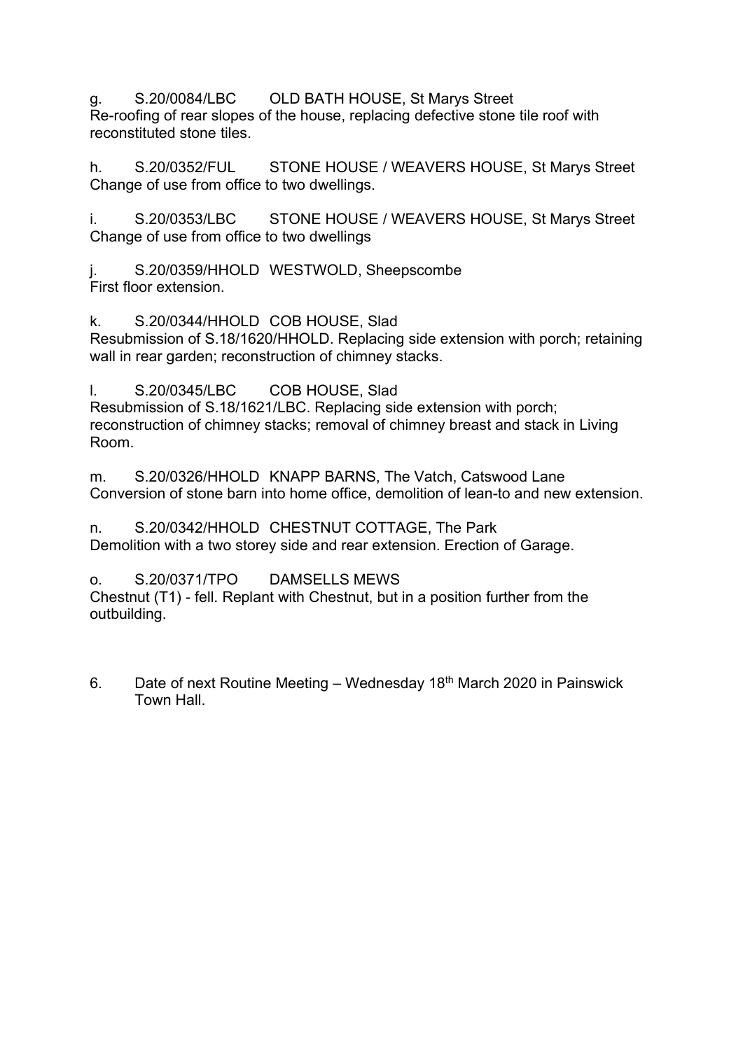g. S.20/0084/LBC OLD BATH HOUSE, St Marys Street
Re-roofing of rear slopes of the house, replacing defective stone tile roof with reconstituted stone tiles.

h. S.20/0352/FUL STONE HOUSE / WEAVERS HOUSE, St Marys Street
Change of use from office to two dwellings.

i. S.20/0353/LBC STONE HOUSE / WEAVERS HOUSE, St Marys Street
Change of use from office to two dwellings

j. S.20/0359/HHOLD WESTWOLD, Sheepscombe
First floor extension.

k. S.20/0344/HHOLD COB HOUSE, Slad
Resubmission of S.18/1620/HHOLD. Replacing side extension with porch; retaining wall in rear garden; reconstruction of chimney stacks.

l. S.20/0345/LBC COB HOUSE, Slad
Resubmission of S.18/1621/LBC. Replacing side extension with porch; reconstruction of chimney stacks; removal of chimney breast and stack in Living Room.

m. S.20/0326/HHOLD KNAPP BARNS, The Vatch, Catswood Lane
Conversion of stone barn into home office, demolition of lean-to and new extension.

n. S.20/0342/HHOLD CHESTNUT COTTAGE, The Park
Demolition with a two storey side and rear extension. Erection of Garage.

o. S.20/0371/TPO DAMSELLS MEWS
Chestnut (T1) - fell. Replant with Chestnut, but in a position further from the outbuilding.

6. Date of next Routine Meeting – Wednesday 18th March 2020 in Painswick Town Hall.